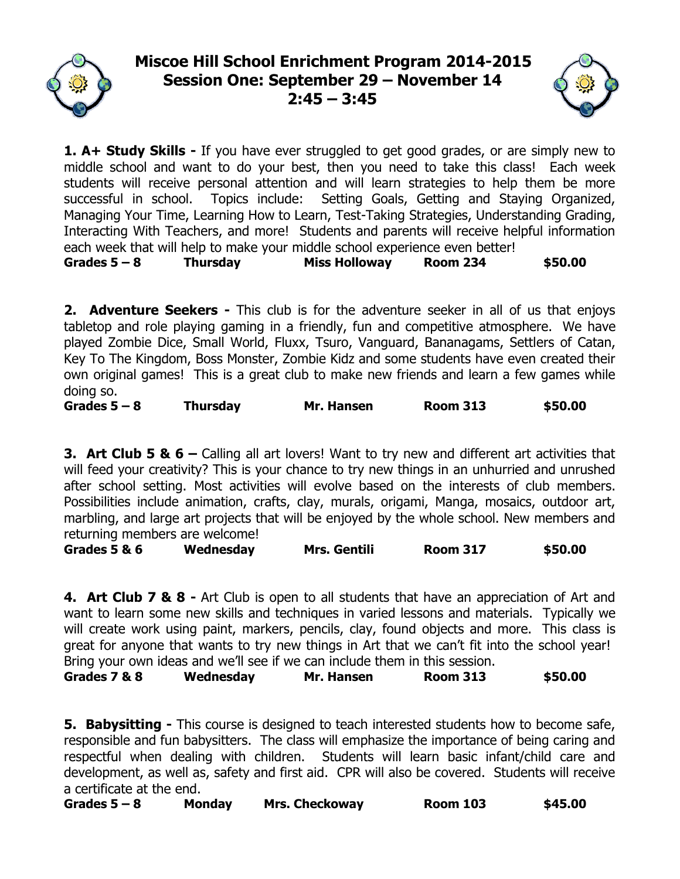# Miscoe Hill School Enrichment Program 2014-2015
## Session One: September 29 – November 14
## 2:45 – 3:45

**1. A+ Study Skills -** If you have ever struggled to get good grades, or are simply new to middle school and want to do your best, then you need to take this class! Each week students will receive personal attention and will learn strategies to help them be more successful in school. Topics include: Setting Goals, Getting and Staying Organized, Managing Your Time, Learning How to Learn, Test-Taking Strategies, Understanding Grading, Interacting With Teachers, and more! Students and parents will receive helpful information each week that will help to make your middle school experience even better!

**Grades 5 – 8 Thursday Miss Holloway Room 234 $50.00**

**2. Adventure Seekers -** This club is for the adventure seeker in all of us that enjoys tabletop and role playing gaming in a friendly, fun and competitive atmosphere. We have played Zombie Dice, Small World, Fluxx, Tsuro, Vanguard, Bananagams, Settlers of Catan, Key To The Kingdom, Boss Monster, Zombie Kidz and some students have even created their own original games! This is a great club to make new friends and learn a few games while doing so.

**Grades 5 – 8 Thursday Mr. Hansen Room 313 $50.00**

**3. Art Club 5 & 6 –** Calling all art lovers! Want to try new and different art activities that will feed your creativity? This is your chance to try new things in an unhurried and unrushed after school setting. Most activities will evolve based on the interests of club members. Possibilities include animation, crafts, clay, murals, origami, Manga, mosaics, outdoor art, marbling, and large art projects that will be enjoyed by the whole school. New members and returning members are welcome!

**Grades 5 & 6 Wednesday Mrs. Gentili Room 317 $50.00**

**4. Art Club 7 & 8 -** Art Club is open to all students that have an appreciation of Art and want to learn some new skills and techniques in varied lessons and materials. Typically we will create work using paint, markers, pencils, clay, found objects and more. This class is great for anyone that wants to try new things in Art that we can't fit into the school year! Bring your own ideas and we'll see if we can include them in this session.

**Grades 7 & 8 Wednesday Mr. Hansen Room 313 $50.00**

**5. Babysitting -** This course is designed to teach interested students how to become safe, responsible and fun babysitters. The class will emphasize the importance of being caring and respectful when dealing with children. Students will learn basic infant/child care and development, as well as, safety and first aid. CPR will also be covered. Students will receive a certificate at the end.

**Grades 5 – 8 Monday Mrs. Checkoway Room 103 $45.00**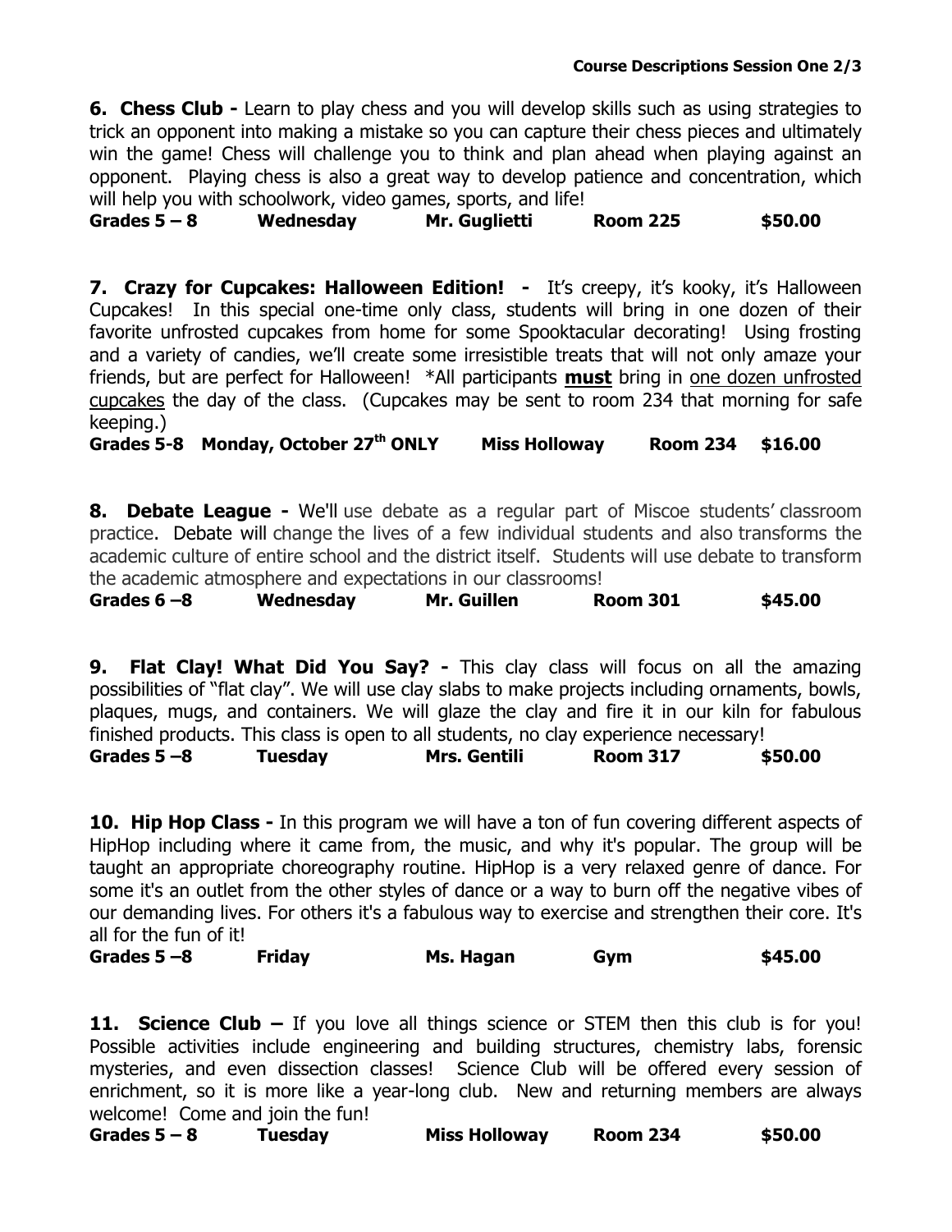**6. Chess Club -** Learn to play chess and you will develop skills such as using strategies to trick an opponent into making a mistake so you can capture their chess pieces and ultimately win the game! Chess will challenge you to think and plan ahead when playing against an opponent. Playing chess is also a great way to develop patience and concentration, which will help you with schoolwork, video games, sports, and life!

**Grades 5 – 8 Wednesday Mr. Guglietti Room 225 $50.00**

**7. Crazy for Cupcakes: Halloween Edition! -** It's creepy, it's kooky, it's Halloween Cupcakes! In this special one-time only class, students will bring in one dozen of their favorite unfrosted cupcakes from home for some Spooktacular decorating! Using frosting and a variety of candies, we'll create some irresistible treats that will not only amaze your friends, but are perfect for Halloween! *All participants **must** bring in one dozen unfrosted cupcakes the day of the class. (Cupcakes may be sent to room 234 that morning for safe keeping.)

**Grades 5-8 Monday, October 27th ONLY Miss Holloway Room 234 $16.00**

**8. Debate League -** We'll use debate as a regular part of Miscoe students' classroom practice. Debate will change the lives of a few individual students and also transforms the academic culture of entire school and the district itself. Students will use debate to transform the academic atmosphere and expectations in our classrooms!

**Grades 6 –8 Wednesday Mr. Guillen Room 301 $45.00**

**9. Flat Clay! What Did You Say? -** This clay class will focus on all the amazing possibilities of "flat clay". We will use clay slabs to make projects including ornaments, bowls, plaques, mugs, and containers. We will glaze the clay and fire it in our kiln for fabulous finished products. This class is open to all students, no clay experience necessary!

**Grades 5 –8 Tuesday Mrs. Gentili Room 317 $50.00**

**10. Hip Hop Class -** In this program we will have a ton of fun covering different aspects of HipHop including where it came from, the music, and why it's popular. The group will be taught an appropriate choreography routine. HipHop is a very relaxed genre of dance. For some it's an outlet from the other styles of dance or a way to burn off the negative vibes of our demanding lives. For others it's a fabulous way to exercise and strengthen their core. It's all for the fun of it!

**Grades 5 –8 Friday Ms. Hagan Gym $45.00**

**11. Science Club –** If you love all things science or STEM then this club is for you! Possible activities include engineering and building structures, chemistry labs, forensic mysteries, and even dissection classes! Science Club will be offered every session of enrichment, so it is more like a year-long club. New and returning members are always welcome! Come and join the fun!

**Grades 5 – 8 Tuesday Miss Holloway Room 234 $50.00**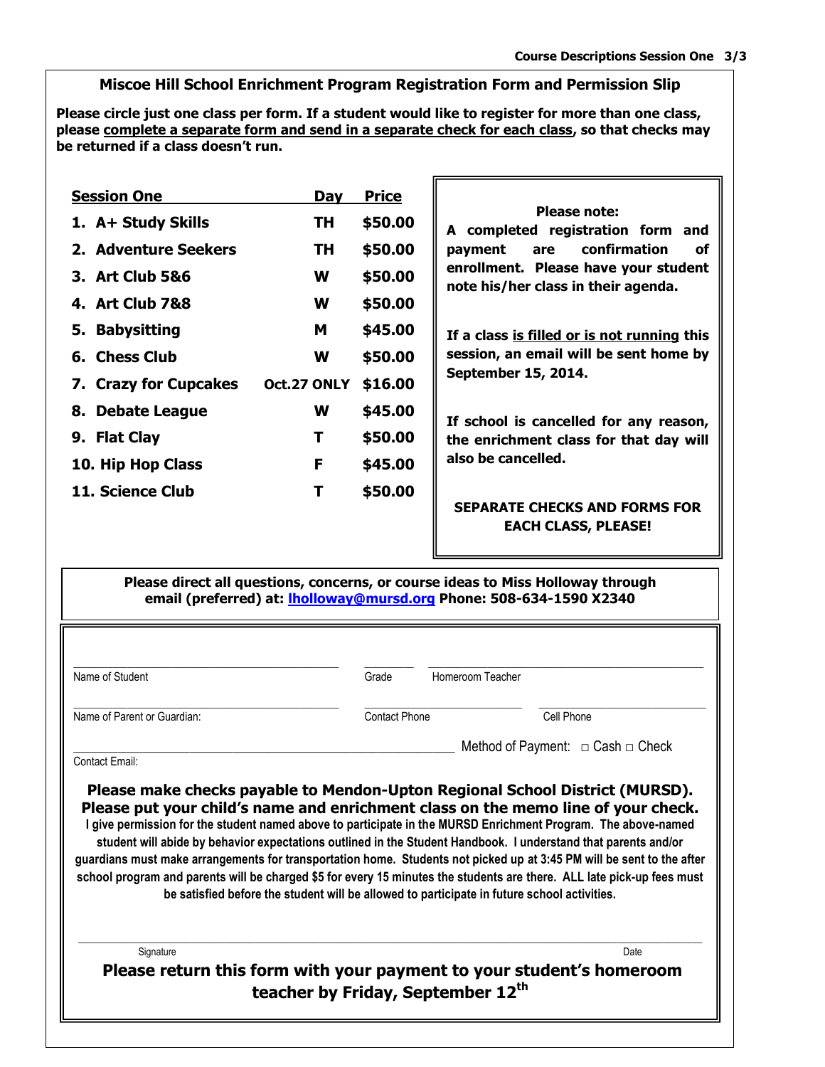## Miscoe Hill School Enrichment Program Registration Form and Permission Slip

**Please circle just one class per form. If a student would like to register for more than one class, please complete a separate form and send in a separate check for each class, so that checks may be returned if a class doesn't run.**

| Session One | Day | Price |
|---|---|---|
| 1. A+ Study Skills | TH | $50.00 |
| 2. Adventure Seekers | TH | $50.00 |
| 3. Art Club 5&6 | W | $50.00 |
| 4. Art Club 7&8 | W | $50.00 |
| 5. Babysitting | M | $45.00 |
| 6. Chess Club | W | $50.00 |
| 7. Crazy for Cupcakes | Oct.27 ONLY | $16.00 |
| 8. Debate League | W | $45.00 |
| 9. Flat Clay | T | $50.00 |
| 10. Hip Hop Class | F | $45.00 |
| 11. Science Club | T | $50.00 |

**Please note:**
**A completed registration form and payment are confirmation of enrollment. Please have your student note his/her class in their agenda.**

**If a class is filled or is not running this session, an email will be sent home by September 15, 2014.**

**If school is cancelled for any reason, the enrichment class for that day will also be cancelled.**

**SEPARATE CHECKS AND FORMS FOR EACH CLASS, PLEASE!**

**Please direct all questions, concerns, or course ideas to Miss Holloway through email (preferred) at: lholloway@mursd.org Phone: 508-634-1590 X2340**

Name of Student ____________ Grade ____ Homeroom Teacher ____________

Name of Parent or Guardian: ____________ Contact Phone ____________ Cell Phone ____________

Contact Email: ____________ Method of Payment: □ Cash □ Check

**Please make checks payable to Mendon-Upton Regional School District (MURSD).**
**Please put your child's name and enrichment class on the memo line of your check.**
**I give permission for the student named above to participate in the MURSD Enrichment Program. The above-named student will abide by behavior expectations outlined in the Student Handbook. I understand that parents and/or guardians must make arrangements for transportation home. Students not picked up at 3:45 PM will be sent to the after school program and parents will be charged $5 for every 15 minutes the students are there. ALL late pick-up fees must be satisfied before the student will be allowed to participate in future school activities.**

Signature ____________ Date ____________

**Please return this form with your payment to your student's homeroom teacher by Friday, September 12th**